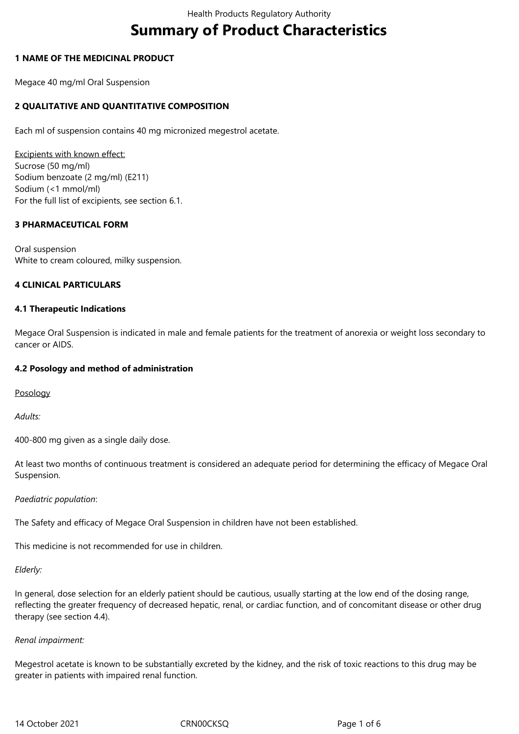# Summary of Product Characteristics

## 1 NAME OF THE MEDICINAL PRODUCT

Megace 40 mg/ml Oral Suspension

## 2 QUALITATIVE AND QUANTITATIVE COMPOSITION

Each ml of suspension contains 40 mg micronized megestrol acetate.

Excipients with known effect:
Sucrose (50 mg/ml)
Sodium benzoate (2 mg/ml) (E211)
Sodium (<1 mmol/ml)
For the full list of excipients, see section 6.1.

## 3 PHARMACEUTICAL FORM

Oral suspension
White to cream coloured, milky suspension.

## 4 CLINICAL PARTICULARS

### 4.1 Therapeutic Indications

Megace Oral Suspension is indicated in male and female patients for the treatment of anorexia or weight loss secondary to cancer or AIDS.

### 4.2 Posology and method of administration

Posology

*Adults:*

400-800 mg given as a single daily dose.

At least two months of continuous treatment is considered an adequate period for determining the efficacy of Megace Oral Suspension.

*Paediatric population*:

The Safety and efficacy of Megace Oral Suspension in children have not been established.

This medicine is not recommended for use in children.

*Elderly:*

In general, dose selection for an elderly patient should be cautious, usually starting at the low end of the dosing range, reflecting the greater frequency of decreased hepatic, renal, or cardiac function, and of concomitant disease or other drug therapy (see section 4.4).

*Renal impairment:*

Megestrol acetate is known to be substantially excreted by the kidney, and the risk of toxic reactions to this drug may be greater in patients with impaired renal function.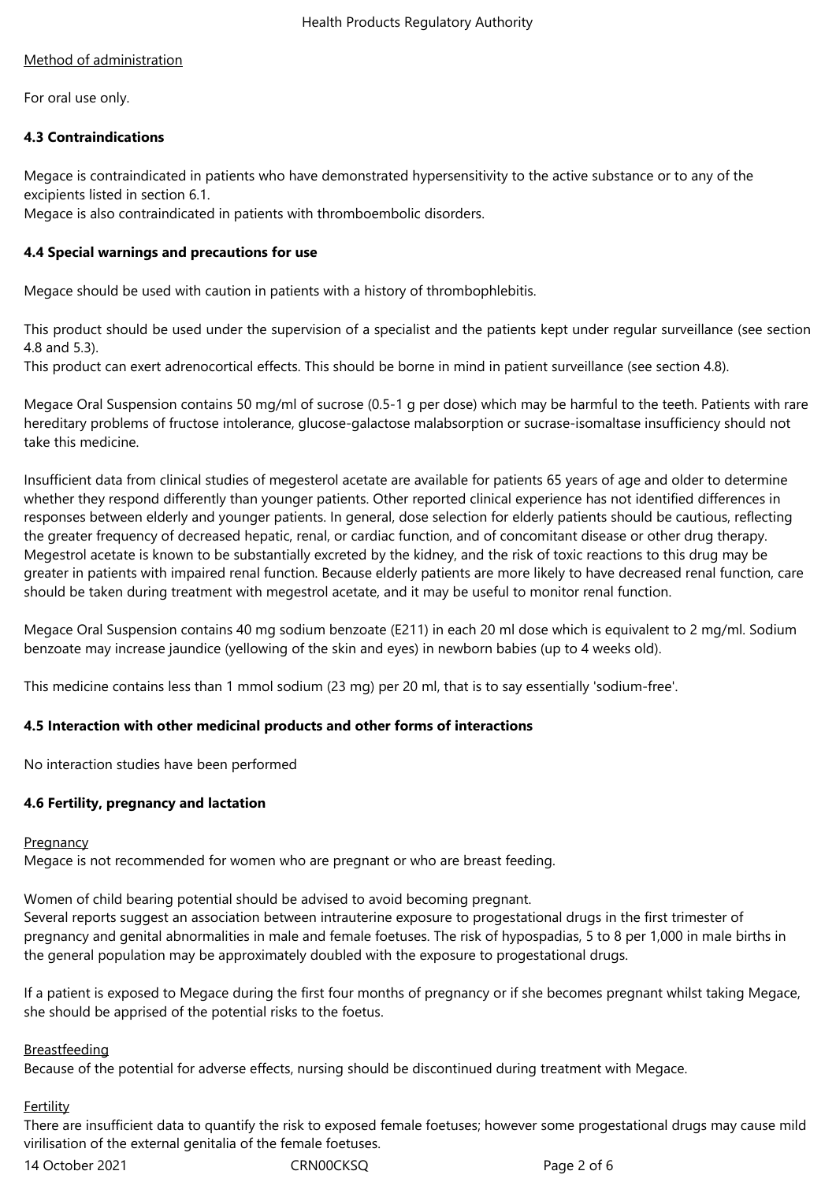Method of administration

For oral use only.

### 4.3 Contraindications

Megace is contraindicated in patients who have demonstrated hypersensitivity to the active substance or to any of the excipients listed in section 6.1.
Megace is also contraindicated in patients with thromboembolic disorders.

### 4.4 Special warnings and precautions for use

Megace should be used with caution in patients with a history of thrombophlebitis.

This product should be used under the supervision of a specialist and the patients kept under regular surveillance (see section 4.8 and 5.3).
This product can exert adrenocortical effects. This should be borne in mind in patient surveillance (see section 4.8).

Megace Oral Suspension contains 50 mg/ml of sucrose (0.5-1 g per dose) which may be harmful to the teeth. Patients with rare hereditary problems of fructose intolerance, glucose-galactose malabsorption or sucrase-isomaltase insufficiency should not take this medicine.

Insufficient data from clinical studies of megesterol acetate are available for patients 65 years of age and older to determine whether they respond differently than younger patients. Other reported clinical experience has not identified differences in responses between elderly and younger patients. In general, dose selection for elderly patients should be cautious, reflecting the greater frequency of decreased hepatic, renal, or cardiac function, and of concomitant disease or other drug therapy. Megestrol acetate is known to be substantially excreted by the kidney, and the risk of toxic reactions to this drug may be greater in patients with impaired renal function. Because elderly patients are more likely to have decreased renal function, care should be taken during treatment with megestrol acetate, and it may be useful to monitor renal function.

Megace Oral Suspension contains 40 mg sodium benzoate (E211) in each 20 ml dose which is equivalent to 2 mg/ml. Sodium benzoate may increase jaundice (yellowing of the skin and eyes) in newborn babies (up to 4 weeks old).

This medicine contains less than 1 mmol sodium (23 mg) per 20 ml, that is to say essentially 'sodium-free'.

### 4.5 Interaction with other medicinal products and other forms of interactions

No interaction studies have been performed

### 4.6 Fertility, pregnancy and lactation

Pregnancy
Megace is not recommended for women who are pregnant or who are breast feeding.

Women of child bearing potential should be advised to avoid becoming pregnant.
Several reports suggest an association between intrauterine exposure to progestational drugs in the first trimester of pregnancy and genital abnormalities in male and female foetuses. The risk of hypospadias, 5 to 8 per 1,000 in male births in the general population may be approximately doubled with the exposure to progestational drugs.

If a patient is exposed to Megace during the first four months of pregnancy or if she becomes pregnant whilst taking Megace, she should be apprised of the potential risks to the foetus.

Breastfeeding
Because of the potential for adverse effects, nursing should be discontinued during treatment with Megace.

Fertility
There are insufficient data to quantify the risk to exposed female foetuses; however some progestational drugs may cause mild virilisation of the external genitalia of the female foetuses.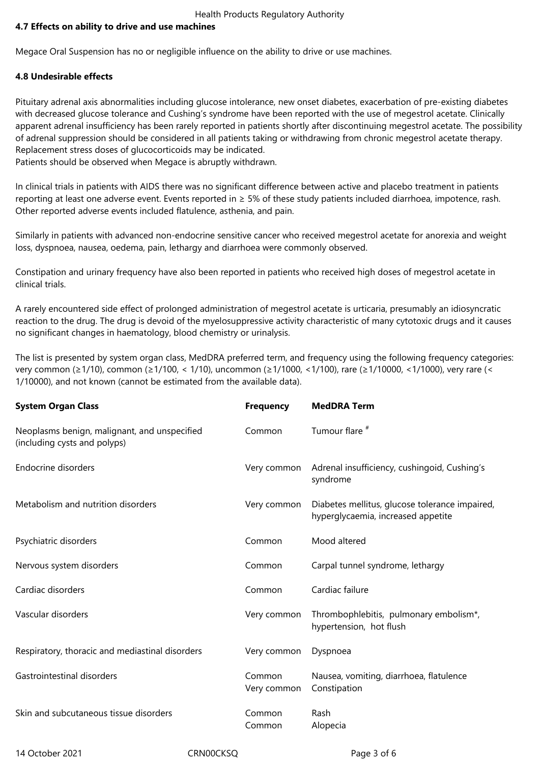### 4.7 Effects on ability to drive and use machines

Megace Oral Suspension has no or negligible influence on the ability to drive or use machines.

### 4.8 Undesirable effects

Pituitary adrenal axis abnormalities including glucose intolerance, new onset diabetes, exacerbation of pre-existing diabetes with decreased glucose tolerance and Cushing's syndrome have been reported with the use of megestrol acetate. Clinically apparent adrenal insufficiency has been rarely reported in patients shortly after discontinuing megestrol acetate. The possibility of adrenal suppression should be considered in all patients taking or withdrawing from chronic megestrol acetate therapy. Replacement stress doses of glucocorticoids may be indicated.
Patients should be observed when Megace is abruptly withdrawn.

In clinical trials in patients with AIDS there was no significant difference between active and placebo treatment in patients reporting at least one adverse event. Events reported in ≥ 5% of these study patients included diarrhoea, impotence, rash. Other reported adverse events included flatulence, asthenia, and pain.

Similarly in patients with advanced non-endocrine sensitive cancer who received megestrol acetate for anorexia and weight loss, dyspnoea, nausea, oedema, pain, lethargy and diarrhoea were commonly observed.

Constipation and urinary frequency have also been reported in patients who received high doses of megestrol acetate in clinical trials.

A rarely encountered side effect of prolonged administration of megestrol acetate is urticaria, presumably an idiosyncratic reaction to the drug. The drug is devoid of the myelosuppressive activity characteristic of many cytotoxic drugs and it causes no significant changes in haematology, blood chemistry or urinalysis.

The list is presented by system organ class, MedDRA preferred term, and frequency using the following frequency categories: very common (≥1/10), common (≥1/100, < 1/10), uncommon (≥1/1000, <1/100), rare (≥1/10000, <1/1000), very rare (< 1/10000), and not known (cannot be estimated from the available data).

| System Organ Class | Frequency | MedDRA Term |
|---|---|---|
| Neoplasms benign, malignant, and unspecified (including cysts and polyps) | Common | Tumour flare # |
| Endocrine disorders | Very common | Adrenal insufficiency, cushingoid, Cushing's syndrome |
| Metabolism and nutrition disorders | Very common | Diabetes mellitus, glucose tolerance impaired, hyperglycaemia, increased appetite |
| Psychiatric disorders | Common | Mood altered |
| Nervous system disorders | Common | Carpal tunnel syndrome, lethargy |
| Cardiac disorders | Common | Cardiac failure |
| Vascular disorders | Very common | Thrombophlebitis, pulmonary embolism*, hypertension, hot flush |
| Respiratory, thoracic and mediastinal disorders | Very common | Dyspnoea |
| Gastrointestinal disorders | Common<br>Very common | Nausea, vomiting, diarrhoea, flatulence<br>Constipation |
| Skin and subcutaneous tissue disorders | Common<br>Common | Rash<br>Alopecia |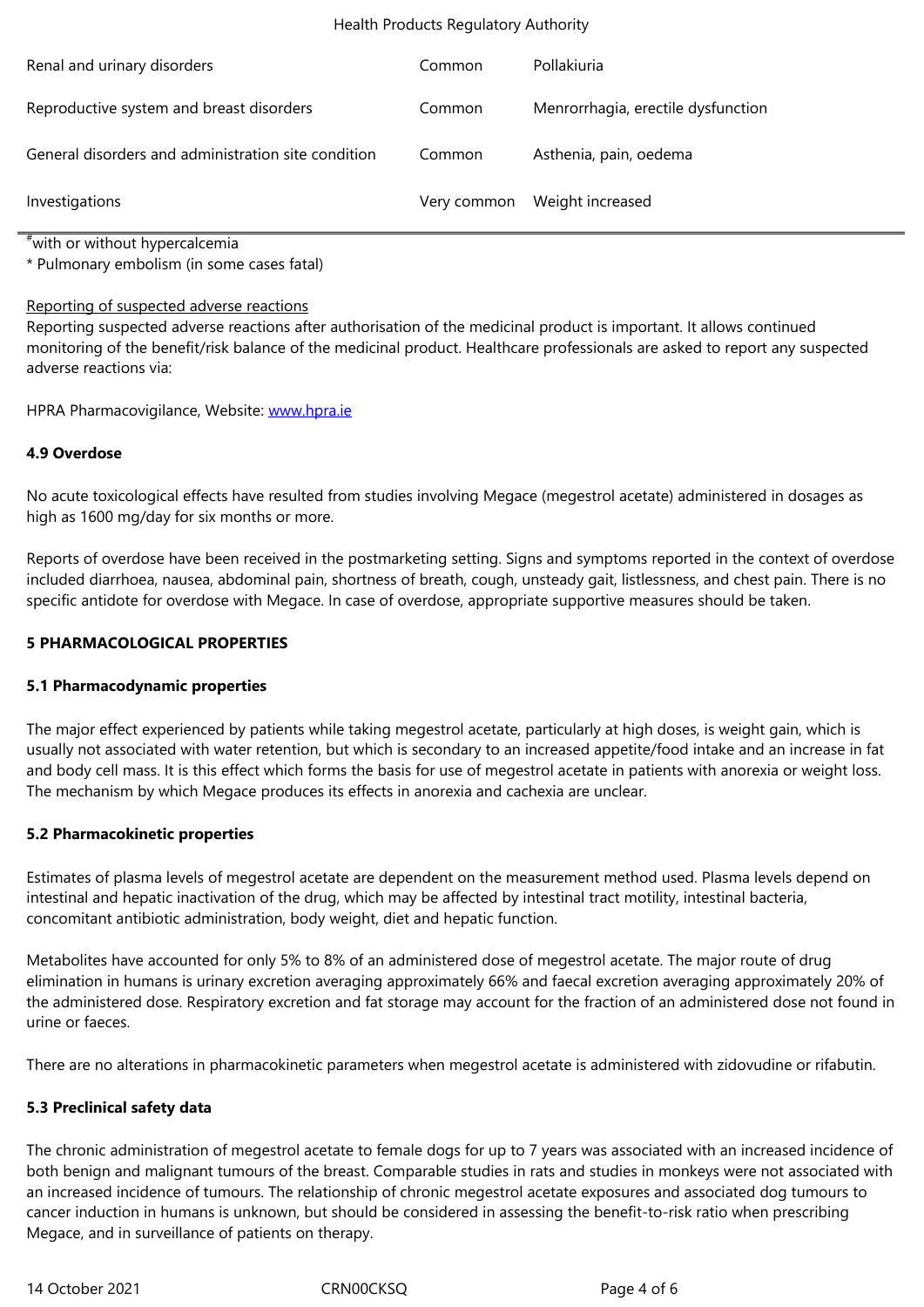| | | |
|---|---|---|
| Renal and urinary disorders | Common | Pollakiuria |
| Reproductive system and breast disorders | Common | Menorrhagia, erectile dysfunction |
| General disorders and administration site condition | Common | Asthenia, pain, oedema |
| Investigations | Very common | Weight increased |

[#]with or without hypercalcemia

* Pulmonary embolism (in some cases fatal)

Reporting of suspected adverse reactions

Reporting suspected adverse reactions after authorisation of the medicinal product is important. It allows continued monitoring of the benefit/risk balance of the medicinal product. Healthcare professionals are asked to report any suspected adverse reactions via:

HPRA Pharmacovigilance, Website: www.hpra.ie

**4.9 Overdose**

No acute toxicological effects have resulted from studies involving Megace (megestrol acetate) administered in dosages as high as 1600 mg/day for six months or more.

Reports of overdose have been received in the postmarketing setting. Signs and symptoms reported in the context of overdose included diarrhoea, nausea, abdominal pain, shortness of breath, cough, unsteady gait, listlessness, and chest pain. There is no specific antidote for overdose with Megace. In case of overdose, appropriate supportive measures should be taken.

**5 PHARMACOLOGICAL PROPERTIES**

**5.1 Pharmacodynamic properties**

The major effect experienced by patients while taking megestrol acetate, particularly at high doses, is weight gain, which is usually not associated with water retention, but which is secondary to an increased appetite/food intake and an increase in fat and body cell mass. It is this effect which forms the basis for use of megestrol acetate in patients with anorexia or weight loss. The mechanism by which Megace produces its effects in anorexia and cachexia are unclear.

**5.2 Pharmacokinetic properties**

Estimates of plasma levels of megestrol acetate are dependent on the measurement method used. Plasma levels depend on intestinal and hepatic inactivation of the drug, which may be affected by intestinal tract motility, intestinal bacteria, concomitant antibiotic administration, body weight, diet and hepatic function.

Metabolites have accounted for only 5% to 8% of an administered dose of megestrol acetate. The major route of drug elimination in humans is urinary excretion averaging approximately 66% and faecal excretion averaging approximately 20% of the administered dose. Respiratory excretion and fat storage may account for the fraction of an administered dose not found in urine or faeces.

There are no alterations in pharmacokinetic parameters when megestrol acetate is administered with zidovudine or rifabutin.

**5.3 Preclinical safety data**

The chronic administration of megestrol acetate to female dogs for up to 7 years was associated with an increased incidence of both benign and malignant tumours of the breast. Comparable studies in rats and studies in monkeys were not associated with an increased incidence of tumours. The relationship of chronic megestrol acetate exposures and associated dog tumours to cancer induction in humans is unknown, but should be considered in assessing the benefit-to-risk ratio when prescribing Megace, and in surveillance of patients on therapy.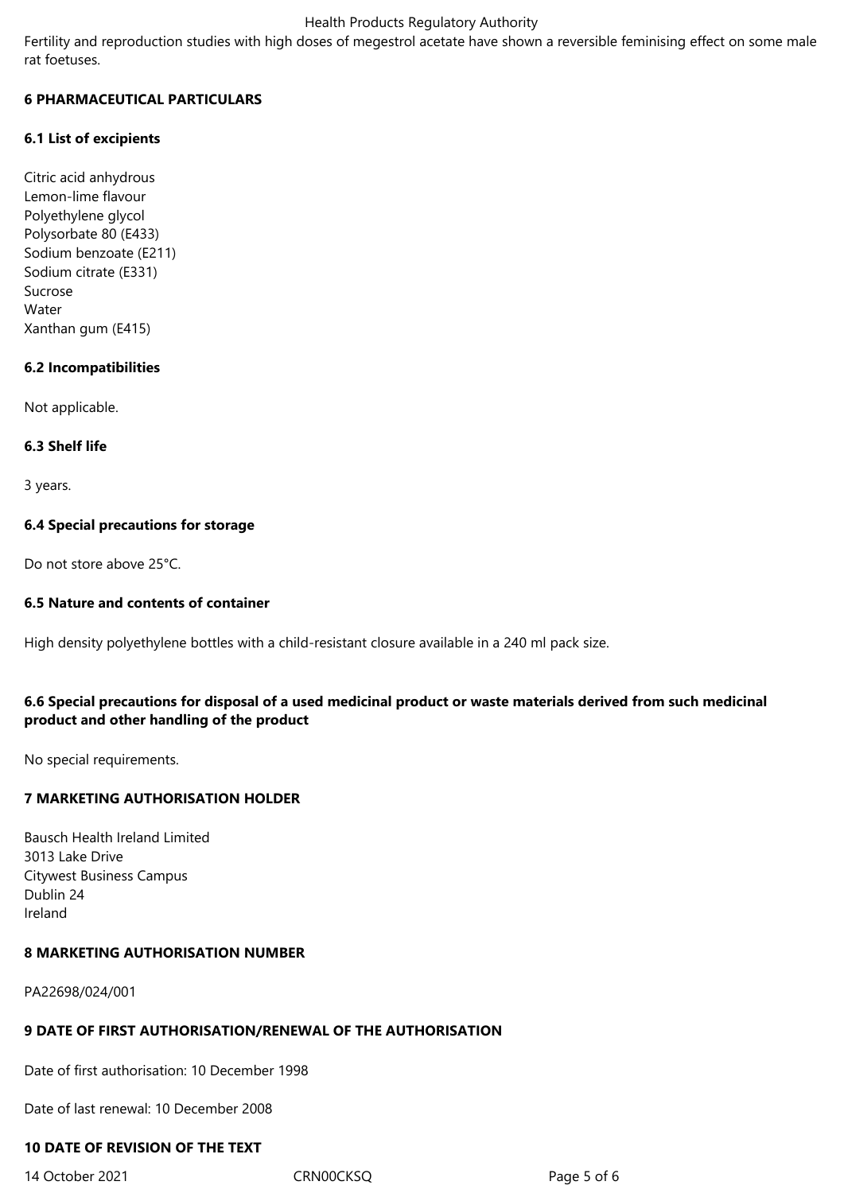Fertility and reproduction studies with high doses of megestrol acetate have shown a reversible feminising effect on some male rat foetuses.

## 6 PHARMACEUTICAL PARTICULARS

### 6.1 List of excipients

Citric acid anhydrous
Lemon-lime flavour
Polyethylene glycol
Polysorbate 80 (E433)
Sodium benzoate (E211)
Sodium citrate (E331)
Sucrose
Water
Xanthan gum (E415)

### 6.2 Incompatibilities

Not applicable.

### 6.3 Shelf life

3 years.

### 6.4 Special precautions for storage

Do not store above 25°C.

### 6.5 Nature and contents of container

High density polyethylene bottles with a child-resistant closure available in a 240 ml pack size.

### 6.6 Special precautions for disposal of a used medicinal product or waste materials derived from such medicinal product and other handling of the product

No special requirements.

## 7 MARKETING AUTHORISATION HOLDER

Bausch Health Ireland Limited
3013 Lake Drive
Citywest Business Campus
Dublin 24
Ireland

## 8 MARKETING AUTHORISATION NUMBER

PA22698/024/001

## 9 DATE OF FIRST AUTHORISATION/RENEWAL OF THE AUTHORISATION

Date of first authorisation: 10 December 1998

Date of last renewal: 10 December 2008

## 10 DATE OF REVISION OF THE TEXT

14 October 2021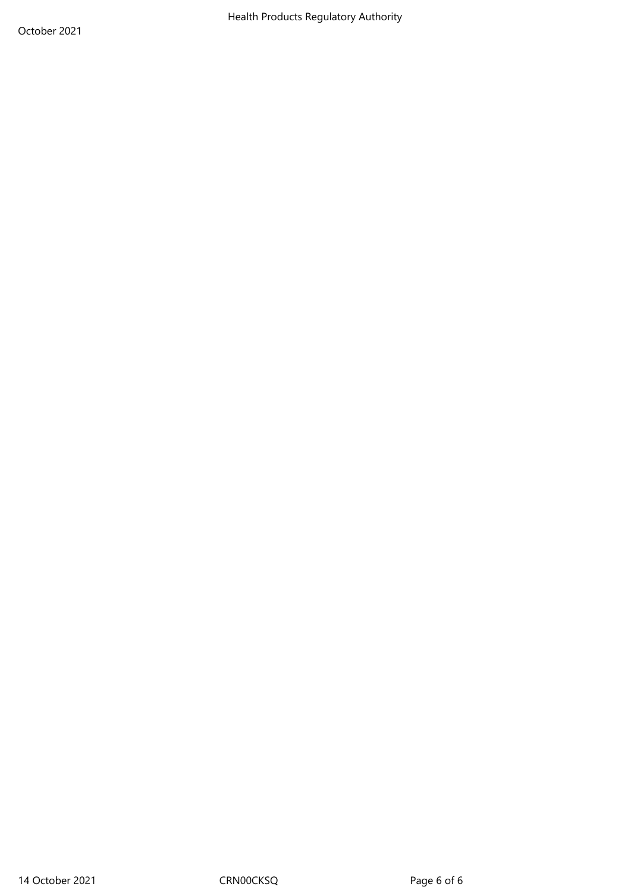October 2021